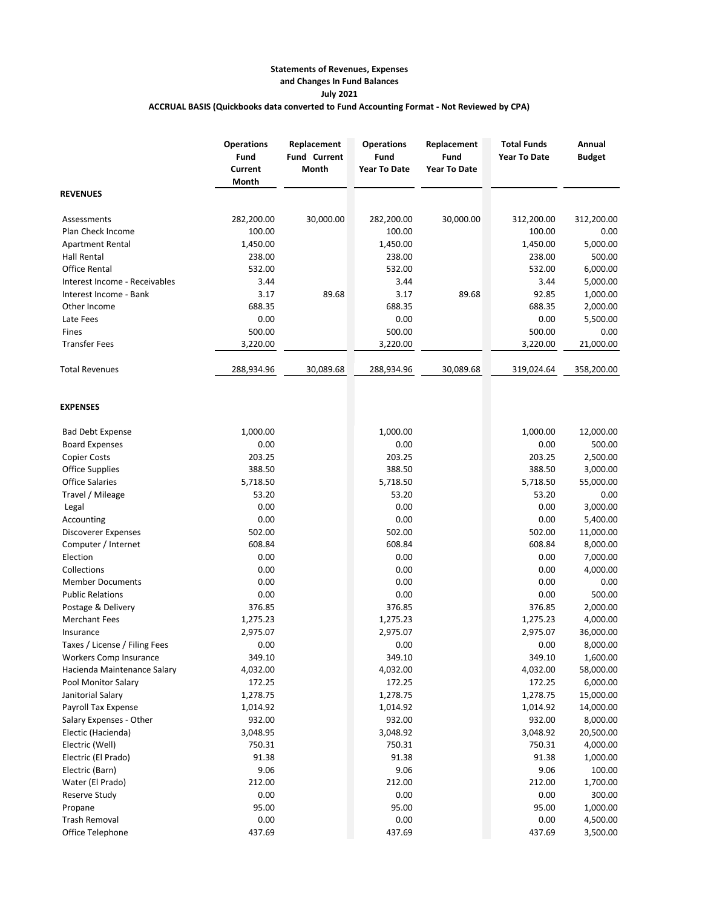**Statements of Revenues, Expenses**
**and Changes In Fund Balances**
**July 2021**
**ACCRUAL BASIS (Quickbooks data converted to Fund Accounting Format - Not Reviewed by CPA)**

| | Operations Fund Current Month | Replacement Fund Current Month | Operations Fund Year To Date | Replacement Fund Year To Date | Total Funds Year To Date | Annual Budget |
|---|---|---|---|---|---|---|
| **REVENUES** | | | | | | |
| Assessments | 282,200.00 | 30,000.00 | 282,200.00 | 30,000.00 | 312,200.00 | 312,200.00 |
| Plan Check Income | 100.00 | | 100.00 | | 100.00 | 0.00 |
| Apartment Rental | 1,450.00 | | 1,450.00 | | 1,450.00 | 5,000.00 |
| Hall Rental | 238.00 | | 238.00 | | 238.00 | 500.00 |
| Office Rental | 532.00 | | 532.00 | | 532.00 | 6,000.00 |
| Interest Income - Receivables | 3.44 | | 3.44 | | 3.44 | 5,000.00 |
| Interest Income - Bank | 3.17 | 89.68 | 3.17 | 89.68 | 92.85 | 1,000.00 |
| Other Income | 688.35 | | 688.35 | | 688.35 | 2,000.00 |
| Late Fees | 0.00 | | 0.00 | | 0.00 | 5,500.00 |
| Fines | 500.00 | | 500.00 | | 500.00 | 0.00 |
| Transfer Fees | 3,220.00 | | 3,220.00 | | 3,220.00 | 21,000.00 |
| Total Revenues | 288,934.96 | 30,089.68 | 288,934.96 | 30,089.68 | 319,024.64 | 358,200.00 |
| **EXPENSES** | | | | | | |
| Bad Debt Expense | 1,000.00 | | 1,000.00 | | 1,000.00 | 12,000.00 |
| Board Expenses | 0.00 | | 0.00 | | 0.00 | 500.00 |
| Copier Costs | 203.25 | | 203.25 | | 203.25 | 2,500.00 |
| Office Supplies | 388.50 | | 388.50 | | 388.50 | 3,000.00 |
| Office Salaries | 5,718.50 | | 5,718.50 | | 5,718.50 | 55,000.00 |
| Travel / Mileage | 53.20 | | 53.20 | | 53.20 | 0.00 |
| Legal | 0.00 | | 0.00 | | 0.00 | 3,000.00 |
| Accounting | 0.00 | | 0.00 | | 0.00 | 5,400.00 |
| Discoverer Expenses | 502.00 | | 502.00 | | 502.00 | 11,000.00 |
| Computer / Internet | 608.84 | | 608.84 | | 608.84 | 8,000.00 |
| Election | 0.00 | | 0.00 | | 0.00 | 7,000.00 |
| Collections | 0.00 | | 0.00 | | 0.00 | 4,000.00 |
| Member Documents | 0.00 | | 0.00 | | 0.00 | 0.00 |
| Public Relations | 0.00 | | 0.00 | | 0.00 | 500.00 |
| Postage & Delivery | 376.85 | | 376.85 | | 376.85 | 2,000.00 |
| Merchant Fees | 1,275.23 | | 1,275.23 | | 1,275.23 | 4,000.00 |
| Insurance | 2,975.07 | | 2,975.07 | | 2,975.07 | 36,000.00 |
| Taxes / License / Filing Fees | 0.00 | | 0.00 | | 0.00 | 8,000.00 |
| Workers Comp Insurance | 349.10 | | 349.10 | | 349.10 | 1,600.00 |
| Hacienda Maintenance Salary | 4,032.00 | | 4,032.00 | | 4,032.00 | 58,000.00 |
| Pool Monitor Salary | 172.25 | | 172.25 | | 172.25 | 6,000.00 |
| Janitorial Salary | 1,278.75 | | 1,278.75 | | 1,278.75 | 15,000.00 |
| Payroll Tax Expense | 1,014.92 | | 1,014.92 | | 1,014.92 | 14,000.00 |
| Salary Expenses - Other | 932.00 | | 932.00 | | 932.00 | 8,000.00 |
| Electic (Hacienda) | 3,048.95 | | 3,048.92 | | 3,048.92 | 20,500.00 |
| Electric (Well) | 750.31 | | 750.31 | | 750.31 | 4,000.00 |
| Electric (El Prado) | 91.38 | | 91.38 | | 91.38 | 1,000.00 |
| Electric (Barn) | 9.06 | | 9.06 | | 9.06 | 100.00 |
| Water (El Prado) | 212.00 | | 212.00 | | 212.00 | 1,700.00 |
| Reserve Study | 0.00 | | 0.00 | | 0.00 | 300.00 |
| Propane | 95.00 | | 95.00 | | 95.00 | 1,000.00 |
| Trash Removal | 0.00 | | 0.00 | | 0.00 | 4,500.00 |
| Office Telephone | 437.69 | | 437.69 | | 437.69 | 3,500.00 |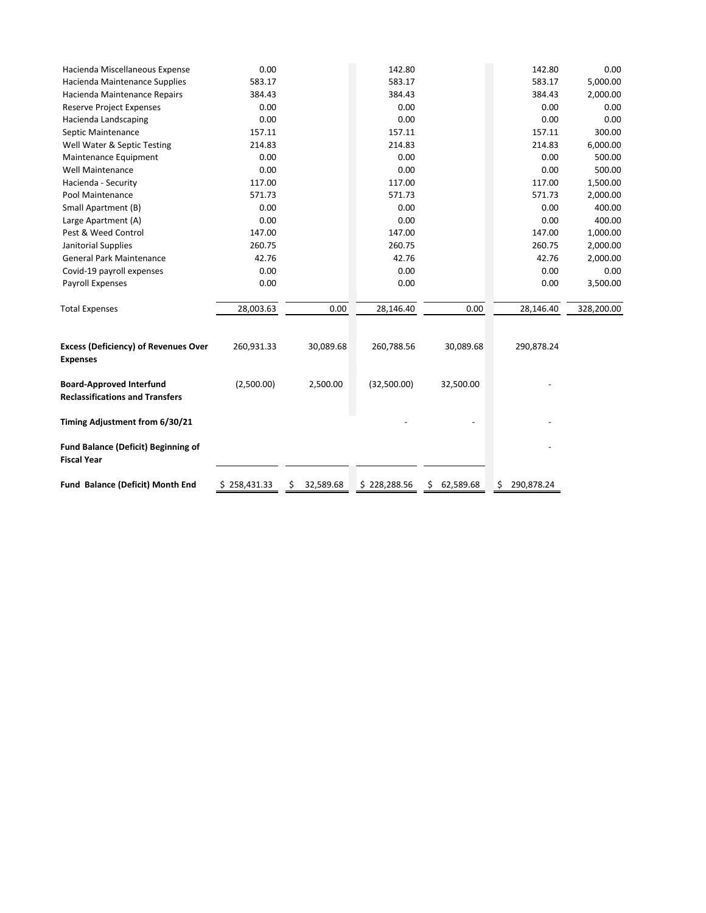| | | | | | | |
|---|---|---|---|---|---|---|
| Hacienda Miscellaneous Expense | 0.00 | | 142.80 | | 142.80 | 0.00 |
| Hacienda Maintenance Supplies | 583.17 | | 583.17 | | 583.17 | 5,000.00 |
| Hacienda Maintenance Repairs | 384.43 | | 384.43 | | 384.43 | 2,000.00 |
| Reserve Project Expenses | 0.00 | | 0.00 | | 0.00 | 0.00 |
| Hacienda Landscaping | 0.00 | | 0.00 | | 0.00 | 0.00 |
| Septic Maintenance | 157.11 | | 157.11 | | 157.11 | 300.00 |
| Well Water & Septic Testing | 214.83 | | 214.83 | | 214.83 | 6,000.00 |
| Maintenance Equipment | 0.00 | | 0.00 | | 0.00 | 500.00 |
| Well Maintenance | 0.00 | | 0.00 | | 0.00 | 500.00 |
| Hacienda - Security | 117.00 | | 117.00 | | 117.00 | 1,500.00 |
| Pool Maintenance | 571.73 | | 571.73 | | 571.73 | 2,000.00 |
| Small Apartment (B) | 0.00 | | 0.00 | | 0.00 | 400.00 |
| Large Apartment (A) | 0.00 | | 0.00 | | 0.00 | 400.00 |
| Pest & Weed Control | 147.00 | | 147.00 | | 147.00 | 1,000.00 |
| Janitorial Supplies | 260.75 | | 260.75 | | 260.75 | 2,000.00 |
| General Park Maintenance | 42.76 | | 42.76 | | 42.76 | 2,000.00 |
| Covid-19 payroll expenses | 0.00 | | 0.00 | | 0.00 | 0.00 |
| Payroll Expenses | 0.00 | | 0.00 | | 0.00 | 3,500.00 |
| Total Expenses | 28,003.63 | 0.00 | 28,146.40 | 0.00 | 28,146.40 | 328,200.00 |
| **Excess (Deficiency) of Revenues Over Expenses** | 260,931.33 | 30,089.68 | 260,788.56 | 30,089.68 | 290,878.24 | |
| **Board-Approved Interfund Reclassifications and Transfers** | (2,500.00) | 2,500.00 | (32,500.00) | 32,500.00 | - | |
| **Timing Adjustment from 6/30/21** | | | - | - | - | |
| **Fund Balance (Deficit) Beginning of Fiscal Year** | | | | | - | |
| **Fund Balance (Deficit) Month End** | $ 258,431.33 | $ 32,589.68 | $ 228,288.56 | $ 62,589.68 | $ 290,878.24 | |